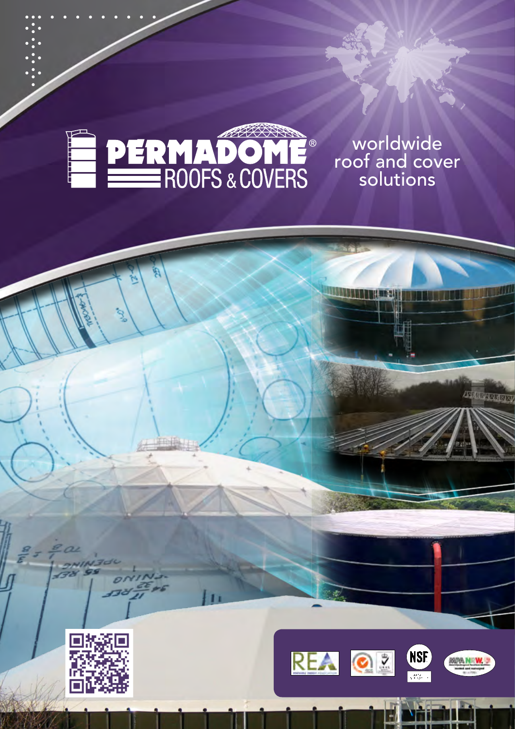# PERMADOME® ROOFS & COVERS

worldwide
roof and cover
solutions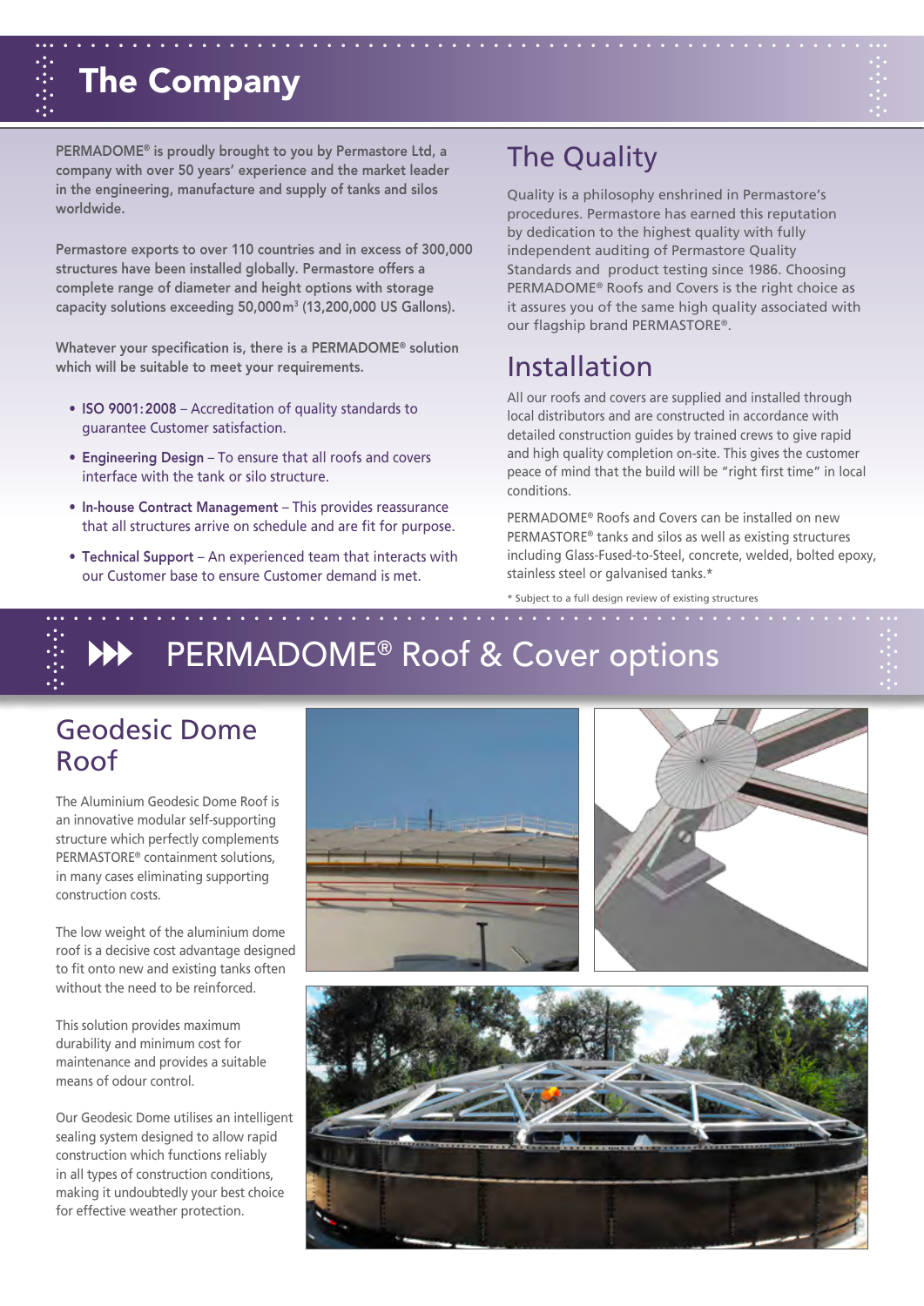# The Company

PERMADOME® is proudly brought to you by Permastore Ltd, a company with over 50 years' experience and the market leader in the engineering, manufacture and supply of tanks and silos worldwide.

Permastore exports to over 110 countries and in excess of 300,000 structures have been installed globally. Permastore offers a complete range of diameter and height options with storage capacity solutions exceeding 50,000m$^3$ (13,200,000 US Gallons).

Whatever your specification is, there is a PERMADOME® solution which will be suitable to meet your requirements.

- **ISO 9001:2008** – Accreditation of quality standards to guarantee Customer satisfaction.
- **Engineering Design** – To ensure that all roofs and covers interface with the tank or silo structure.
- **In-house Contract Management** – This provides reassurance that all structures arrive on schedule and are fit for purpose.
- **Technical Support** – An experienced team that interacts with our Customer base to ensure Customer demand is met.

## The Quality

Quality is a philosophy enshrined in Permastore's procedures. Permastore has earned this reputation by dedication to the highest quality with fully independent auditing of Permastore Quality Standards and product testing since 1986. Choosing PERMADOME® Roofs and Covers is the right choice as it assures you of the same high quality associated with our flagship brand PERMASTORE®.

## Installation

All our roofs and covers are supplied and installed through local distributors and are constructed in accordance with detailed construction guides by trained crews to give rapid and high quality completion on-site. This gives the customer peace of mind that the build will be "right first time" in local conditions.

PERMADOME® Roofs and Covers can be installed on new PERMASTORE® tanks and silos as well as existing structures including Glass-Fused-to-Steel, concrete, welded, bolted epoxy, stainless steel or galvanised tanks.*

* Subject to a full design review of existing structures

# PERMADOME® Roof & Cover options

## Geodesic Dome Roof

The Aluminium Geodesic Dome Roof is an innovative modular self-supporting structure which perfectly complements PERMASTORE® containment solutions, in many cases eliminating supporting construction costs.

The low weight of the aluminium dome roof is a decisive cost advantage designed to fit onto new and existing tanks often without the need to be reinforced.

This solution provides maximum durability and minimum cost for maintenance and provides a suitable means of odour control.

Our Geodesic Dome utilises an intelligent sealing system designed to allow rapid construction which functions reliably in all types of construction conditions, making it undoubtedly your best choice for effective weather protection.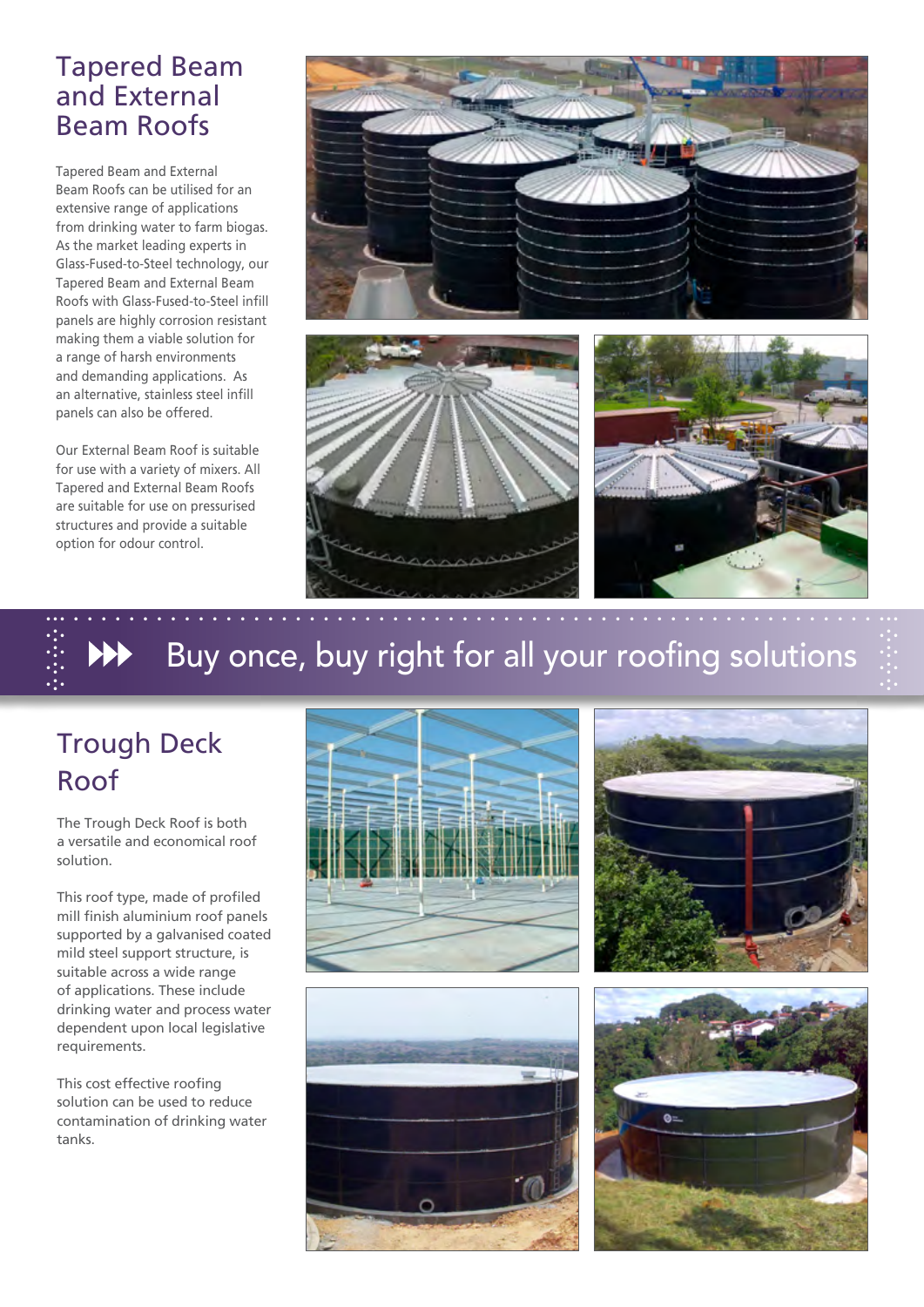## Tapered Beam and External Beam Roofs

Tapered Beam and External Beam Roofs can be utilised for an extensive range of applications from drinking water to farm biogas. As the market leading experts in Glass-Fused-to-Steel technology, our Tapered Beam and External Beam Roofs with Glass-Fused-to-Steel infill panels are highly corrosion resistant making them a viable solution for a range of harsh environments and demanding applications. As an alternative, stainless steel infill panels can also be offered.

Our External Beam Roof is suitable for use with a variety of mixers. All Tapered and External Beam Roofs are suitable for use on pressurised structures and provide a suitable option for odour control.

Buy once, buy right for all your roofing solutions

## Trough Deck Roof

The Trough Deck Roof is both a versatile and economical roof solution.

This roof type, made of profiled mill finish aluminium roof panels supported by a galvanised coated mild steel support structure, is suitable across a wide range of applications. These include drinking water and process water dependent upon local legislative requirements.

This cost effective roofing solution can be used to reduce contamination of drinking water tanks.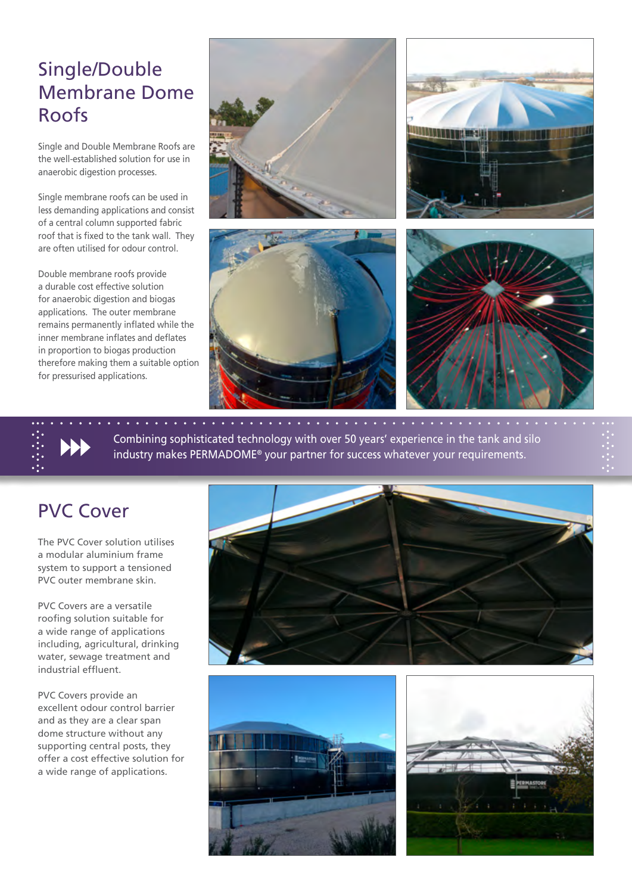## Single/Double Membrane Dome Roofs

Single and Double Membrane Roofs are the well-established solution for use in anaerobic digestion processes.

Single membrane roofs can be used in less demanding applications and consist of a central column supported fabric roof that is fixed to the tank wall. They are often utilised for odour control.

Double membrane roofs provide a durable cost effective solution for anaerobic digestion and biogas applications. The outer membrane remains permanently inflated while the inner membrane inflates and deflates in proportion to biogas production therefore making them a suitable option for pressurised applications.

Combining sophisticated technology with over 50 years' experience in the tank and silo industry makes PERMADOME® your partner for success whatever your requirements.

## PVC Cover

The PVC Cover solution utilises a modular aluminium frame system to support a tensioned PVC outer membrane skin.

PVC Covers are a versatile roofing solution suitable for a wide range of applications including, agricultural, drinking water, sewage treatment and industrial effluent.

PVC Covers provide an excellent odour control barrier and as they are a clear span dome structure without any supporting central posts, they offer a cost effective solution for a wide range of applications.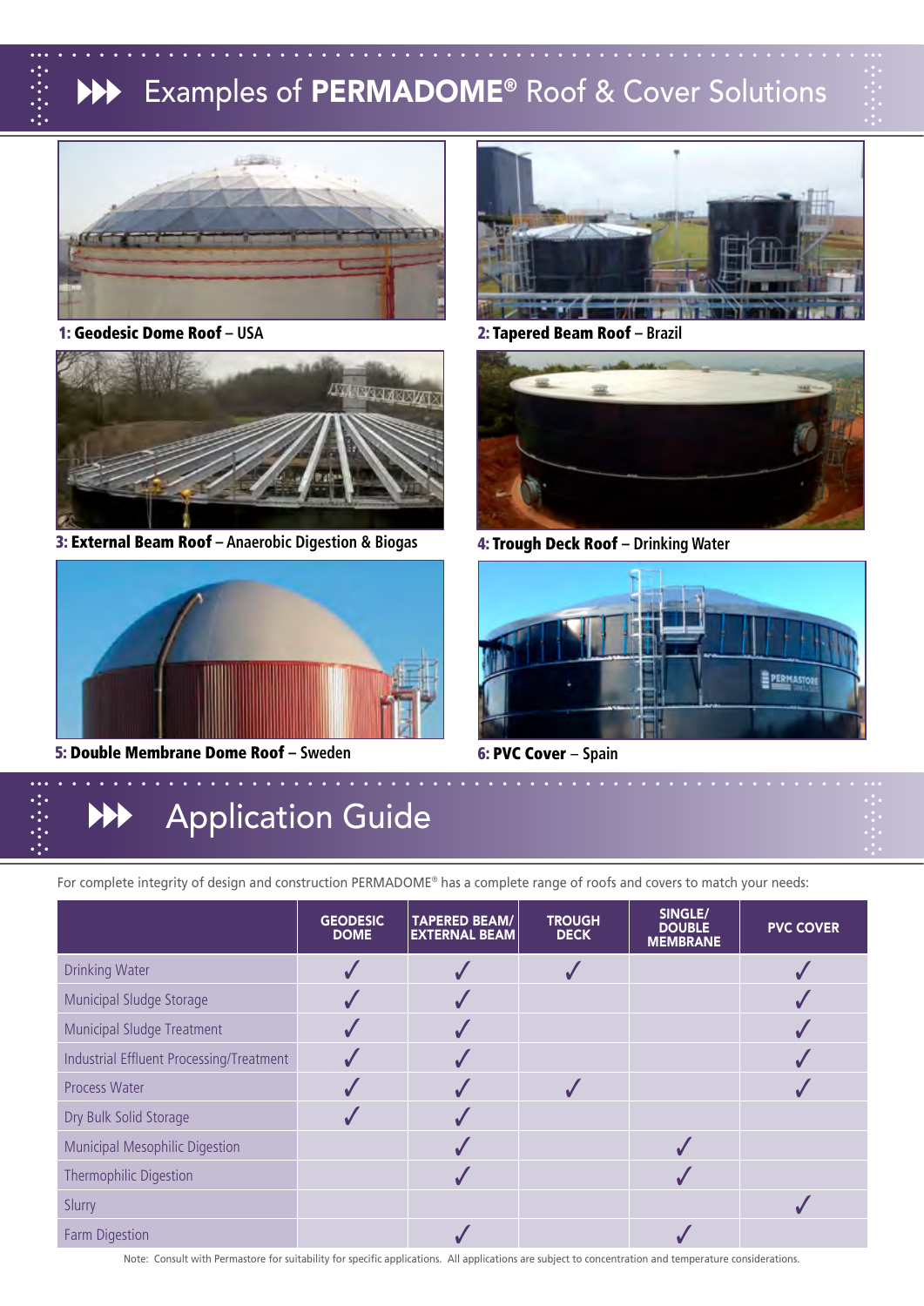# Examples of PERMADOME® Roof & Cover Solutions

**1: Geodesic Dome Roof** – USA

**2: Tapered Beam Roof** – Brazil

**3: External Beam Roof** – Anaerobic Digestion & Biogas

**4: Trough Deck Roof** – Drinking Water

**5: Double Membrane Dome Roof** – Sweden

**6: PVC Cover** – Spain

# Application Guide

For complete integrity of design and construction PERMADOME® has a complete range of roofs and covers to match your needs:

| | GEODESIC DOME | TAPERED BEAM/ EXTERNAL BEAM | TROUGH DECK | SINGLE/ DOUBLE MEMBRANE | PVC COVER |
|---|---|---|---|---|---|
| Drinking Water | ✓ | ✓ | ✓ | | ✓ |
| Municipal Sludge Storage | ✓ | ✓ | | | ✓ |
| Municipal Sludge Treatment | ✓ | ✓ | | | ✓ |
| Industrial Effluent Processing/Treatment | ✓ | ✓ | | | ✓ |
| Process Water | ✓ | ✓ | ✓ | | ✓ |
| Dry Bulk Solid Storage | ✓ | ✓ | | | |
| Municipal Mesophilic Digestion | | ✓ | | ✓ | |
| Thermophilic Digestion | | ✓ | | ✓ | |
| Slurry | | | | | ✓ |
| Farm Digestion | | ✓ | | ✓ | |

Note: Consult with Permastore for suitability for specific applications. All applications are subject to concentration and temperature considerations.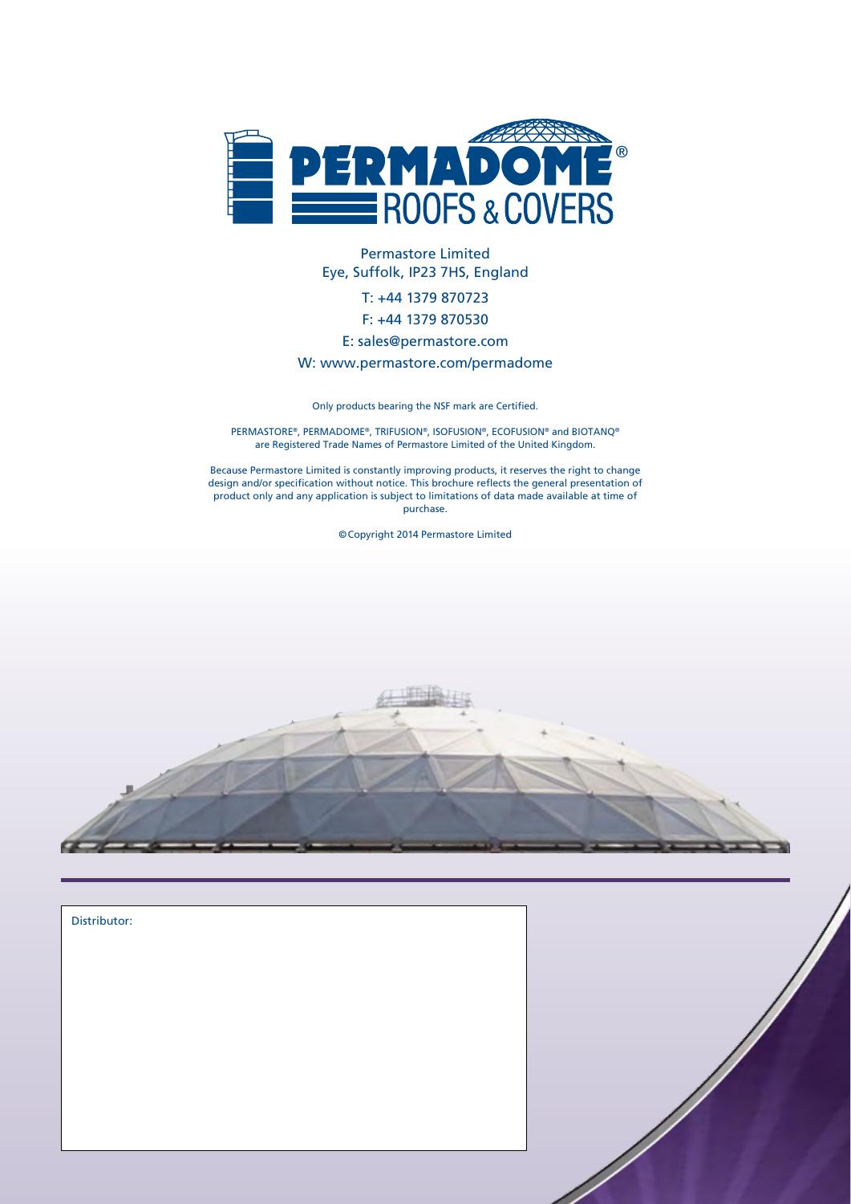Permastore Limited
Eye, Suffolk, IP23 7HS, England

T: +44 1379 870723

F: +44 1379 870530

E: sales@permastore.com

W: www.permastore.com/permadome

Only products bearing the NSF mark are Certified.

PERMASTORE®, PERMADOME®, TRIFUSION®, ISOFUSION®, ECOFUSION® and BIOTANQ® are Registered Trade Names of Permastore Limited of the United Kingdom.

Because Permastore Limited is constantly improving products, it reserves the right to change design and/or specification without notice. This brochure reflects the general presentation of product only and any application is subject to limitations of data made available at time of purchase.

© Copyright 2014 Permastore Limited

Distributor: